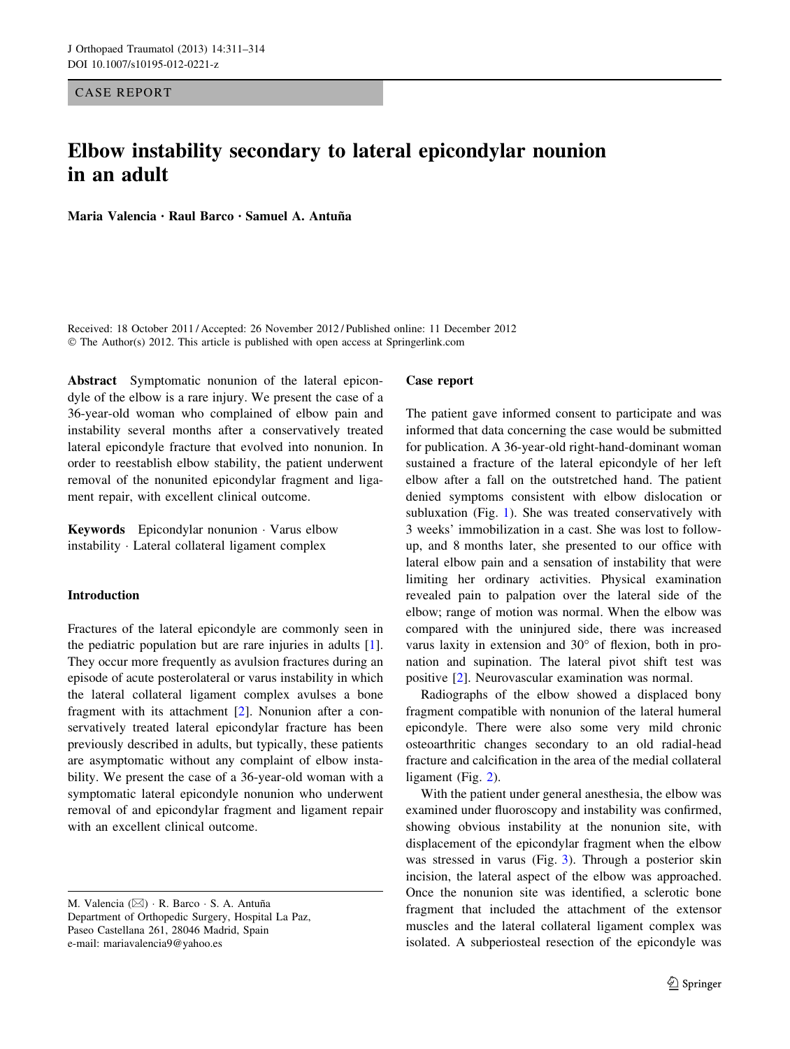CASE REPORT

# Elbow instability secondary to lateral epicondylar nounion in an adult

**Maria Valencia · Raul Barco · Samuel A. Antuña**

Received: 18 October 2011 / Accepted: 26 November 2012 / Published online: 11 December 2012
© The Author(s) 2012. This article is published with open access at Springerlink.com

**Abstract** Symptomatic nonunion of the lateral epicondyle of the elbow is a rare injury. We present the case of a 36-year-old woman who complained of elbow pain and instability several months after a conservatively treated lateral epicondyle fracture that evolved into nonunion. In order to reestablish elbow stability, the patient underwent removal of the nonunited epicondylar fragment and ligament repair, with excellent clinical outcome.

**Keywords** Epicondylar nonunion · Varus elbow instability · Lateral collateral ligament complex

## Introduction

Fractures of the lateral epicondyle are commonly seen in the pediatric population but are rare injuries in adults [1]. They occur more frequently as avulsion fractures during an episode of acute posterolateral or varus instability in which the lateral collateral ligament complex avulses a bone fragment with its attachment [2]. Nonunion after a conservatively treated lateral epicondylar fracture has been previously described in adults, but typically, these patients are asymptomatic without any complaint of elbow instability. We present the case of a 36-year-old woman with a symptomatic lateral epicondyle nonunion who underwent removal of and epicondylar fragment and ligament repair with an excellent clinical outcome.

M. Valencia (✉) · R. Barco · S. A. Antuña
Department of Orthopedic Surgery, Hospital La Paz,
Paseo Castellana 261, 28046 Madrid, Spain
e-mail: mariavalencia9@yahoo.es

## Case report

The patient gave informed consent to participate and was informed that data concerning the case would be submitted for publication. A 36-year-old right-hand-dominant woman sustained a fracture of the lateral epicondyle of her left elbow after a fall on the outstretched hand. The patient denied symptoms consistent with elbow dislocation or subluxation (Fig. 1). She was treated conservatively with 3 weeks' immobilization in a cast. She was lost to follow-up, and 8 months later, she presented to our office with lateral elbow pain and a sensation of instability that were limiting her ordinary activities. Physical examination revealed pain to palpation over the lateral side of the elbow; range of motion was normal. When the elbow was compared with the uninjured side, there was increased varus laxity in extension and 30° of flexion, both in pronation and supination. The lateral pivot shift test was positive [2]. Neurovascular examination was normal.

Radiographs of the elbow showed a displaced bony fragment compatible with nonunion of the lateral humeral epicondyle. There were also some very mild chronic osteoarthritic changes secondary to an old radial-head fracture and calcification in the area of the medial collateral ligament (Fig. 2).

With the patient under general anesthesia, the elbow was examined under fluoroscopy and instability was confirmed, showing obvious instability at the nonunion site, with displacement of the epicondylar fragment when the elbow was stressed in varus (Fig. 3). Through a posterior skin incision, the lateral aspect of the elbow was approached. Once the nonunion site was identified, a sclerotic bone fragment that included the attachment of the extensor muscles and the lateral collateral ligament complex was isolated. A subperiosteal resection of the epicondyle was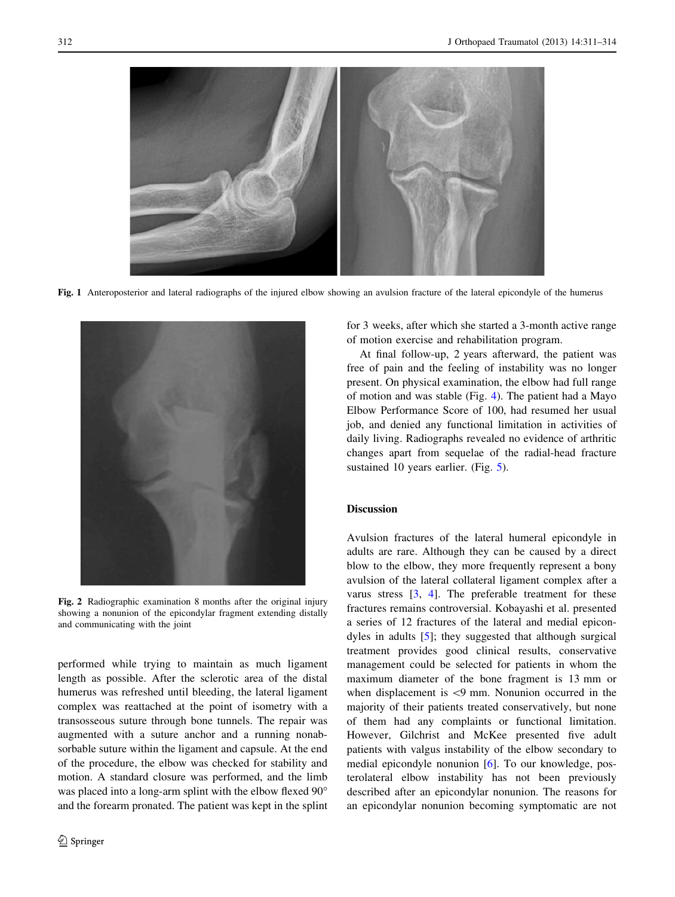Fig. 1 Anteroposterior and lateral radiographs of the injured elbow showing an avulsion fracture of the lateral epicondyle of the humerus

Fig. 2 Radiographic examination 8 months after the original injury showing a nonunion of the epicondylar fragment extending distally and communicating with the joint

performed while trying to maintain as much ligament length as possible. After the sclerotic area of the distal humerus was refreshed until bleeding, the lateral ligament complex was reattached at the point of isometry with a transosseous suture through bone tunnels. The repair was augmented with a suture anchor and a running nonabsorbable suture within the ligament and capsule. At the end of the procedure, the elbow was checked for stability and motion. A standard closure was performed, and the limb was placed into a long-arm splint with the elbow flexed 90° and the forearm pronated. The patient was kept in the splint for 3 weeks, after which she started a 3-month active range of motion exercise and rehabilitation program.

At final follow-up, 2 years afterward, the patient was free of pain and the feeling of instability was no longer present. On physical examination, the elbow had full range of motion and was stable (Fig. 4). The patient had a Mayo Elbow Performance Score of 100, had resumed her usual job, and denied any functional limitation in activities of daily living. Radiographs revealed no evidence of arthritic changes apart from sequelae of the radial-head fracture sustained 10 years earlier. (Fig. 5).

## Discussion

Avulsion fractures of the lateral humeral epicondyle in adults are rare. Although they can be caused by a direct blow to the elbow, they more frequently represent a bony avulsion of the lateral collateral ligament complex after a varus stress [3, 4]. The preferable treatment for these fractures remains controversial. Kobayashi et al. presented a series of 12 fractures of the lateral and medial epicondyles in adults [5]; they suggested that although surgical treatment provides good clinical results, conservative management could be selected for patients in whom the maximum diameter of the bone fragment is 13 mm or when displacement is <9 mm. Nonunion occurred in the majority of their patients treated conservatively, but none of them had any complaints or functional limitation. However, Gilchrist and McKee presented five adult patients with valgus instability of the elbow secondary to medial epicondyle nonunion [6]. To our knowledge, posterolateral elbow instability has not been previously described after an epicondylar nonunion. The reasons for an epicondylar nonunion becoming symptomatic are not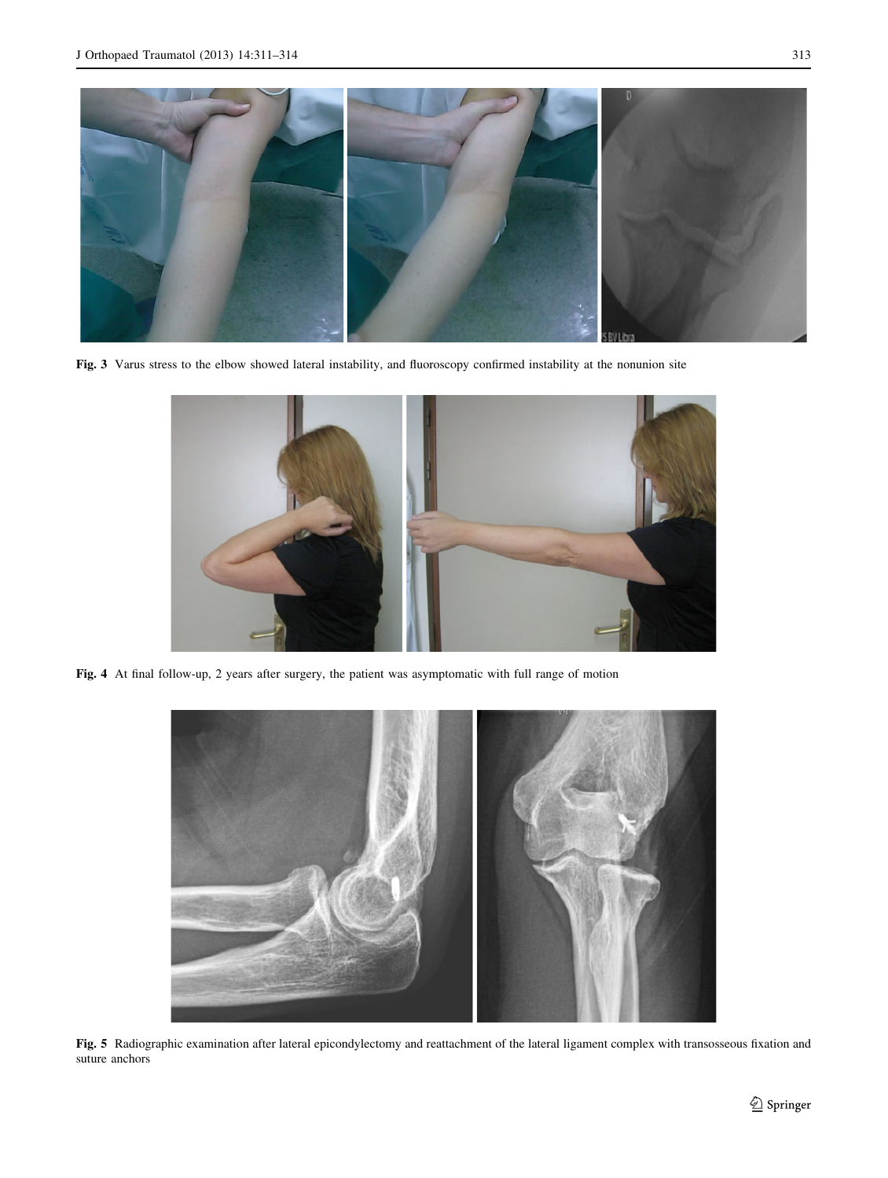Fig. 3 Varus stress to the elbow showed lateral instability, and fluoroscopy confirmed instability at the nonunion site

Fig. 4 At final follow-up, 2 years after surgery, the patient was asymptomatic with full range of motion

Fig. 5 Radiographic examination after lateral epicondylectomy and reattachment of the lateral ligament complex with transosseous fixation and suture anchors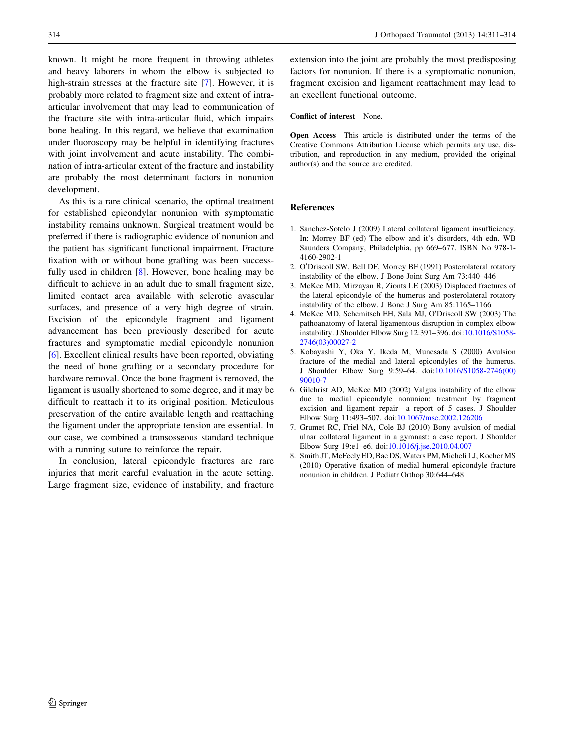known. It might be more frequent in throwing athletes and heavy laborers in whom the elbow is subjected to high-strain stresses at the fracture site [7]. However, it is probably more related to fragment size and extent of intra-articular involvement that may lead to communication of the fracture site with intra-articular fluid, which impairs bone healing. In this regard, we believe that examination under fluoroscopy may be helpful in identifying fractures with joint involvement and acute instability. The combination of intra-articular extent of the fracture and instability are probably the most determinant factors in nonunion development.

As this is a rare clinical scenario, the optimal treatment for established epicondylar nonunion with symptomatic instability remains unknown. Surgical treatment would be preferred if there is radiographic evidence of nonunion and the patient has significant functional impairment. Fracture fixation with or without bone grafting was been successfully used in children [8]. However, bone healing may be difficult to achieve in an adult due to small fragment size, limited contact area available with sclerotic avascular surfaces, and presence of a very high degree of strain. Excision of the epicondyle fragment and ligament advancement has been previously described for acute fractures and symptomatic medial epicondyle nonunion [6]. Excellent clinical results have been reported, obviating the need of bone grafting or a secondary procedure for hardware removal. Once the bone fragment is removed, the ligament is usually shortened to some degree, and it may be difficult to reattach it to its original position. Meticulous preservation of the entire available length and reattaching the ligament under the appropriate tension are essential. In our case, we combined a transosseous standard technique with a running suture to reinforce the repair.

In conclusion, lateral epicondyle fractures are rare injuries that merit careful evaluation in the acute setting. Large fragment size, evidence of instability, and fracture extension into the joint are probably the most predisposing factors for nonunion. If there is a symptomatic nonunion, fragment excision and ligament reattachment may lead to an excellent functional outcome.

**Conflict of interest** None.

**Open Access** This article is distributed under the terms of the Creative Commons Attribution License which permits any use, distribution, and reproduction in any medium, provided the original author(s) and the source are credited.

## References

1. Sanchez-Sotelo J (2009) Lateral collateral ligament insufficiency. In: Morrey BF (ed) The elbow and it's disorders, 4th edn. WB Saunders Company, Philadelphia, pp 669–677. ISBN No 978-1-4160-2902-1
2. O'Driscoll SW, Bell DF, Morrey BF (1991) Posterolateral rotatory instability of the elbow. J Bone Joint Surg Am 73:440–446
3. McKee MD, Mirzayan R, Zionts LE (2003) Displaced fractures of the lateral epicondyle of the humerus and posterolateral rotatory instability of the elbow. J Bone J Surg Am 85:1165–1166
4. McKee MD, Schemitsch EH, Sala MJ, O'Driscoll SW (2003) The pathoanatomy of lateral ligamentous disruption in complex elbow instability. J Shoulder Elbow Surg 12:391–396. doi:10.1016/S1058-2746(03)00027-2
5. Kobayashi Y, Oka Y, Ikeda M, Munesada S (2000) Avulsion fracture of the medial and lateral epicondyles of the humerus. J Shoulder Elbow Surg 9:59–64. doi:10.1016/S1058-2746(00)90010-7
6. Gilchrist AD, McKee MD (2002) Valgus instability of the elbow due to medial epicondyle nonunion: treatment by fragment excision and ligament repair—a report of 5 cases. J Shoulder Elbow Surg 11:493–507. doi:10.1067/mse.2002.126206
7. Grumet RC, Friel NA, Cole BJ (2010) Bony avulsion of medial ulnar collateral ligament in a gymnast: a case report. J Shoulder Elbow Surg 19:e1–e6. doi:10.1016/j.jse.2010.04.007
8. Smith JT, McFeely ED, Bae DS, Waters PM, Micheli LJ, Kocher MS (2010) Operative fixation of medial humeral epicondyle fracture nonunion in children. J Pediatr Orthop 30:644–648